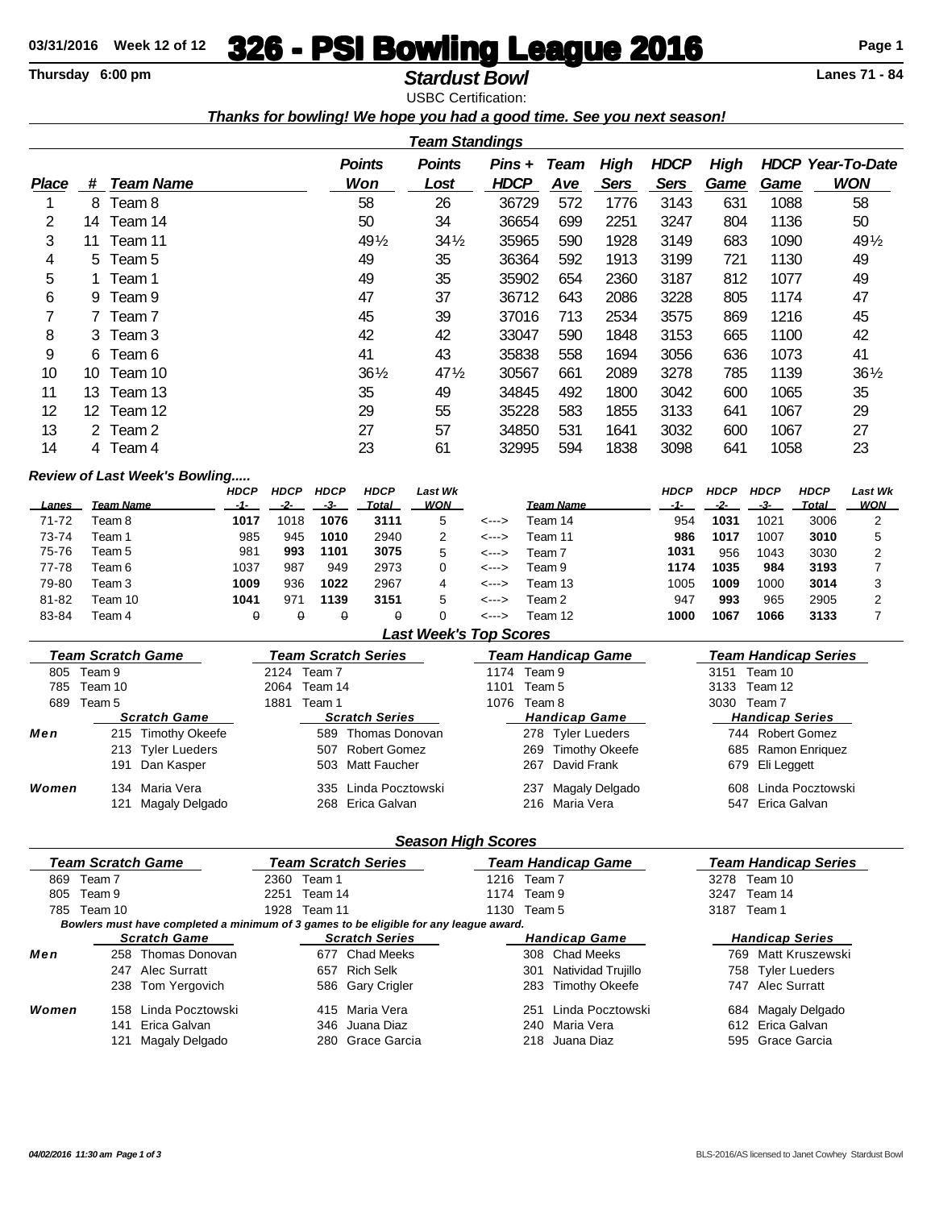# 326 - PSI Bowling League 2016

03/31/2016 Week 12 of 12

Thursday 6:00 pm

## Stardust Bowl

Lanes 71 - 84

USBC Certification:

***Thanks for bowling! We hope you had a good time. See you next season!***

### Team Standings

| Place | # | Team Name | Points Won | Points Lost | Pins + HDCP | Team Ave | High Sers | HDCP Sers | High Game | HDCP Game | Year-To-Date WON |
|---|---|---|---|---|---|---|---|---|---|---|---|
| 1 | 8 | Team 8 | 58 | 26 | 36729 | 572 | 1776 | 3143 | 631 | 1088 | 58 |
| 2 | 14 | Team 14 | 50 | 34 | 36654 | 699 | 2251 | 3247 | 804 | 1136 | 50 |
| 3 | 11 | Team 11 | 49½ | 34½ | 35965 | 590 | 1928 | 3149 | 683 | 1090 | 49½ |
| 4 | 5 | Team 5 | 49 | 35 | 36364 | 592 | 1913 | 3199 | 721 | 1130 | 49 |
| 5 | 1 | Team 1 | 49 | 35 | 35902 | 654 | 2360 | 3187 | 812 | 1077 | 49 |
| 6 | 9 | Team 9 | 47 | 37 | 36712 | 643 | 2086 | 3228 | 805 | 1174 | 47 |
| 7 | 7 | Team 7 | 45 | 39 | 37016 | 713 | 2534 | 3575 | 869 | 1216 | 45 |
| 8 | 3 | Team 3 | 42 | 42 | 33047 | 590 | 1848 | 3153 | 665 | 1100 | 42 |
| 9 | 6 | Team 6 | 41 | 43 | 35838 | 558 | 1694 | 3056 | 636 | 1073 | 41 |
| 10 | 10 | Team 10 | 36½ | 47½ | 30567 | 661 | 2089 | 3278 | 785 | 1139 | 36½ |
| 11 | 13 | Team 13 | 35 | 49 | 34845 | 492 | 1800 | 3042 | 600 | 1065 | 35 |
| 12 | 12 | Team 12 | 29 | 55 | 35228 | 583 | 1855 | 3133 | 641 | 1067 | 29 |
| 13 | 2 | Team 2 | 27 | 57 | 34850 | 531 | 1641 | 3032 | 600 | 1067 | 27 |
| 14 | 4 | Team 4 | 23 | 61 | 32995 | 594 | 1838 | 3098 | 641 | 1058 | 23 |

### *Review of Last Week's Bowling.....*

| Lanes | Team Name | HDCP -1- | HDCP -2- | HDCP -3- | HDCP Total | Last Wk WON | | Team Name | HDCP -1- | HDCP -2- | HDCP -3- | HDCP Total | Last Wk WON |
|---|---|---|---|---|---|---|---|---|---|---|---|---|---|
| 71-72 | Team 8 | **1017** | 1018 | **1076** | **3111** | 5 | <---> | Team 14 | 954 | **1031** | 1021 | 3006 | 2 |
| 73-74 | Team 1 | 985 | 945 | **1010** | 2940 | 2 | <---> | Team 11 | **986** | **1017** | 1007 | **3010** | 5 |
| 75-76 | Team 5 | 981 | **993** | **1101** | **3075** | 5 | <---> | Team 7 | **1031** | 956 | 1043 | 3030 | 2 |
| 77-78 | Team 6 | 1037 | 987 | 949 | 2973 | 0 | <---> | Team 9 | **1174** | **1035** | **984** | **3193** | 7 |
| 79-80 | Team 3 | **1009** | 936 | **1022** | 2967 | 4 | <---> | Team 13 | 1005 | **1009** | 1000 | **3014** | 3 |
| 81-82 | Team 10 | **1041** | 971 | **1139** | **3151** | 5 | <---> | Team 2 | 947 | **993** | 965 | 2905 | 2 |
| 83-84 | Team 4 | ~~0~~ | ~~0~~ | ~~0~~ | ~~0~~ | 0 | <---> | Team 12 | **1000** | **1067** | **1066** | **3133** | 7 |

### Last Week's Top Scores

| Team Scratch Game | Team Scratch Series | Team Handicap Game | Team Handicap Series |
|---|---|---|---|
| 805 Team 9 | 2124 Team 7 | 1174 Team 9 | 3151 Team 10 |
| 785 Team 10 | 2064 Team 14 | 1101 Team 5 | 3133 Team 12 |
| 689 Team 5 | 1881 Team 1 | 1076 Team 8 | 3030 Team 7 |

| | Scratch Game | Scratch Series | Handicap Game | Handicap Series |
|---|---|---|---|---|
| **Men** | 215 Timothy Okeefe | 589 Thomas Donovan | 278 Tyler Lueders | 744 Robert Gomez |
| | 213 Tyler Lueders | 507 Robert Gomez | 269 Timothy Okeefe | 685 Ramon Enriquez |
| | 191 Dan Kasper | 503 Matt Faucher | 267 David Frank | 679 Eli Leggett |
| **Women** | 134 Maria Vera | 335 Linda Pocztowski | 237 Magaly Delgado | 608 Linda Pocztowski |
| | 121 Magaly Delgado | 268 Erica Galvan | 216 Maria Vera | 547 Erica Galvan |

### Season High Scores

| Team Scratch Game | Team Scratch Series | Team Handicap Game | Team Handicap Series |
|---|---|---|---|
| 869 Team 7 | 2360 Team 1 | 1216 Team 7 | 3278 Team 10 |
| 805 Team 9 | 2251 Team 14 | 1174 Team 9 | 3247 Team 14 |
| 785 Team 10 | 1928 Team 11 | 1130 Team 5 | 3187 Team 1 |

*Bowlers must have completed a minimum of 3 games to be eligible for any league award.*

| | Scratch Game | Scratch Series | Handicap Game | Handicap Series |
|---|---|---|---|---|
| **Men** | 258 Thomas Donovan | 677 Chad Meeks | 308 Chad Meeks | 769 Matt Kruszewski |
| | 247 Alec Surratt | 657 Rich Selk | 301 Natividad Trujillo | 758 Tyler Lueders |
| | 238 Tom Yergovich | 586 Gary Crigler | 283 Timothy Okeefe | 747 Alec Surratt |
| **Women** | 158 Linda Pocztowski | 415 Maria Vera | 251 Linda Pocztowski | 684 Magaly Delgado |
| | 141 Erica Galvan | 346 Juana Diaz | 240 Maria Vera | 612 Erica Galvan |
| | 121 Magaly Delgado | 280 Grace Garcia | 218 Juana Diaz | 595 Grace Garcia |

*04/02/2016 11:30 am* BLS-2016/AS licensed to Janet Cowhey Stardust Bowl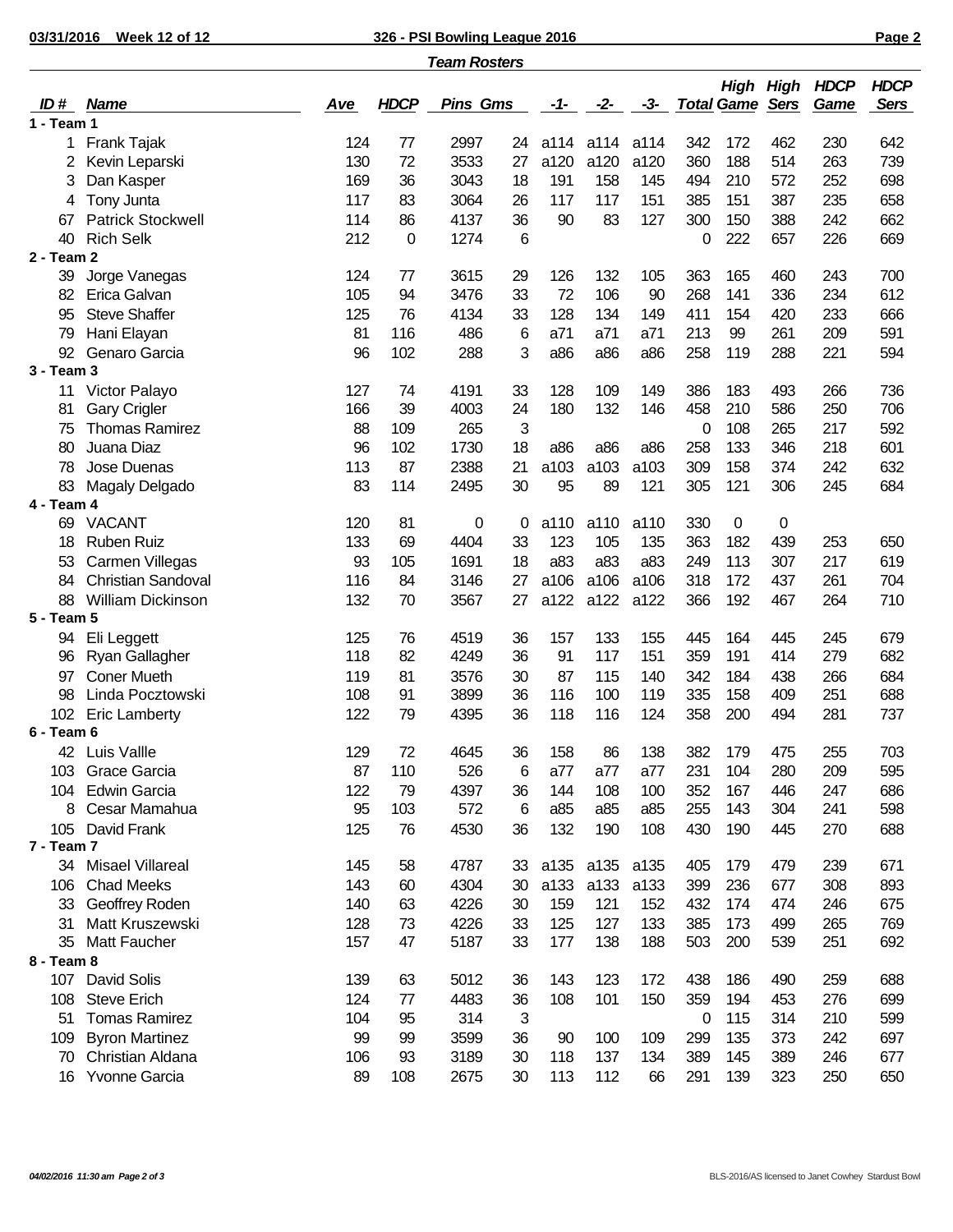## Team Rosters

| ID # | Name | Ave | HDCP | Pins | Gms | -1- | -2- | -3- | Total | High Game | High Sers | HDCP Game | HDCP Sers |
|---|---|---|---|---|---|---|---|---|---|---|---|---|---|
| **1 - Team 1** | | | | | | | | | | | | | |
| 1 | Frank Tajak | 124 | 77 | 2997 | 24 | a114 | a114 | a114 | 342 | 172 | 462 | 230 | 642 |
| 2 | Kevin Leparski | 130 | 72 | 3533 | 27 | a120 | a120 | a120 | 360 | 188 | 514 | 263 | 739 |
| 3 | Dan Kasper | 169 | 36 | 3043 | 18 | 191 | 158 | 145 | 494 | 210 | 572 | 252 | 698 |
| 4 | Tony Junta | 117 | 83 | 3064 | 26 | 117 | 117 | 151 | 385 | 151 | 387 | 235 | 658 |
| 67 | Patrick Stockwell | 114 | 86 | 4137 | 36 | 90 | 83 | 127 | 300 | 150 | 388 | 242 | 662 |
| 40 | Rich Selk | 212 | 0 | 1274 | 6 | | | | 0 | 222 | 657 | 226 | 669 |
| **2 - Team 2** | | | | | | | | | | | | | |
| 39 | Jorge Vanegas | 124 | 77 | 3615 | 29 | 126 | 132 | 105 | 363 | 165 | 460 | 243 | 700 |
| 82 | Erica Galvan | 105 | 94 | 3476 | 33 | 72 | 106 | 90 | 268 | 141 | 336 | 234 | 612 |
| 95 | Steve Shaffer | 125 | 76 | 4134 | 33 | 128 | 134 | 149 | 411 | 154 | 420 | 233 | 666 |
| 79 | Hani Elayan | 81 | 116 | 486 | 6 | a71 | a71 | a71 | 213 | 99 | 261 | 209 | 591 |
| 92 | Genaro Garcia | 96 | 102 | 288 | 3 | a86 | a86 | a86 | 258 | 119 | 288 | 221 | 594 |
| **3 - Team 3** | | | | | | | | | | | | | |
| 11 | Victor Palayo | 127 | 74 | 4191 | 33 | 128 | 109 | 149 | 386 | 183 | 493 | 266 | 736 |
| 81 | Gary Crigler | 166 | 39 | 4003 | 24 | 180 | 132 | 146 | 458 | 210 | 586 | 250 | 706 |
| 75 | Thomas Ramirez | 88 | 109 | 265 | 3 | | | | 0 | 108 | 265 | 217 | 592 |
| 80 | Juana Diaz | 96 | 102 | 1730 | 18 | a86 | a86 | a86 | 258 | 133 | 346 | 218 | 601 |
| 78 | Jose Duenas | 113 | 87 | 2388 | 21 | a103 | a103 | a103 | 309 | 158 | 374 | 242 | 632 |
| 83 | Magaly Delgado | 83 | 114 | 2495 | 30 | 95 | 89 | 121 | 305 | 121 | 306 | 245 | 684 |
| **4 - Team 4** | | | | | | | | | | | | | |
| 69 | VACANT | 120 | 81 | 0 | 0 | a110 | a110 | a110 | 330 | 0 | 0 | | |
| 18 | Ruben Ruiz | 133 | 69 | 4404 | 33 | 123 | 105 | 135 | 363 | 182 | 439 | 253 | 650 |
| 53 | Carmen Villegas | 93 | 105 | 1691 | 18 | a83 | a83 | a83 | 249 | 113 | 307 | 217 | 619 |
| 84 | Christian Sandoval | 116 | 84 | 3146 | 27 | a106 | a106 | a106 | 318 | 172 | 437 | 261 | 704 |
| 88 | William Dickinson | 132 | 70 | 3567 | 27 | a122 | a122 | a122 | 366 | 192 | 467 | 264 | 710 |
| **5 - Team 5** | | | | | | | | | | | | | |
| 94 | Eli Leggett | 125 | 76 | 4519 | 36 | 157 | 133 | 155 | 445 | 164 | 445 | 245 | 679 |
| 96 | Ryan Gallagher | 118 | 82 | 4249 | 36 | 91 | 117 | 151 | 359 | 191 | 414 | 279 | 682 |
| 97 | Coner Mueth | 119 | 81 | 3576 | 30 | 87 | 115 | 140 | 342 | 184 | 438 | 266 | 684 |
| 98 | Linda Pocztowski | 108 | 91 | 3899 | 36 | 116 | 100 | 119 | 335 | 158 | 409 | 251 | 688 |
| 102 | Eric Lamberty | 122 | 79 | 4395 | 36 | 118 | 116 | 124 | 358 | 200 | 494 | 281 | 737 |
| **6 - Team 6** | | | | | | | | | | | | | |
| 42 | Luis Vallle | 129 | 72 | 4645 | 36 | 158 | 86 | 138 | 382 | 179 | 475 | 255 | 703 |
| 103 | Grace Garcia | 87 | 110 | 526 | 6 | a77 | a77 | a77 | 231 | 104 | 280 | 209 | 595 |
| 104 | Edwin Garcia | 122 | 79 | 4397 | 36 | 144 | 108 | 100 | 352 | 167 | 446 | 247 | 686 |
| 8 | Cesar Mamahua | 95 | 103 | 572 | 6 | a85 | a85 | a85 | 255 | 143 | 304 | 241 | 598 |
| 105 | David Frank | 125 | 76 | 4530 | 36 | 132 | 190 | 108 | 430 | 190 | 445 | 270 | 688 |
| **7 - Team 7** | | | | | | | | | | | | | |
| 34 | Misael Villareal | 145 | 58 | 4787 | 33 | a135 | a135 | a135 | 405 | 179 | 479 | 239 | 671 |
| 106 | Chad Meeks | 143 | 60 | 4304 | 30 | a133 | a133 | a133 | 399 | 236 | 677 | 308 | 893 |
| 33 | Geoffrey Roden | 140 | 63 | 4226 | 30 | 159 | 121 | 152 | 432 | 174 | 474 | 246 | 675 |
| 31 | Matt Kruszewski | 128 | 73 | 4226 | 33 | 125 | 127 | 133 | 385 | 173 | 499 | 265 | 769 |
| 35 | Matt Faucher | 157 | 47 | 5187 | 33 | 177 | 138 | 188 | 503 | 200 | 539 | 251 | 692 |
| **8 - Team 8** | | | | | | | | | | | | | |
| 107 | David Solis | 139 | 63 | 5012 | 36 | 143 | 123 | 172 | 438 | 186 | 490 | 259 | 688 |
| 108 | Steve Erich | 124 | 77 | 4483 | 36 | 108 | 101 | 150 | 359 | 194 | 453 | 276 | 699 |
| 51 | Tomas Ramirez | 104 | 95 | 314 | 3 | | | | 0 | 115 | 314 | 210 | 599 |
| 109 | Byron Martinez | 99 | 99 | 3599 | 36 | 90 | 100 | 109 | 299 | 135 | 373 | 242 | 697 |
| 70 | Christian Aldana | 106 | 93 | 3189 | 30 | 118 | 137 | 134 | 389 | 145 | 389 | 246 | 677 |
| 16 | Yvonne Garcia | 89 | 108 | 2675 | 30 | 113 | 112 | 66 | 291 | 139 | 323 | 250 | 650 |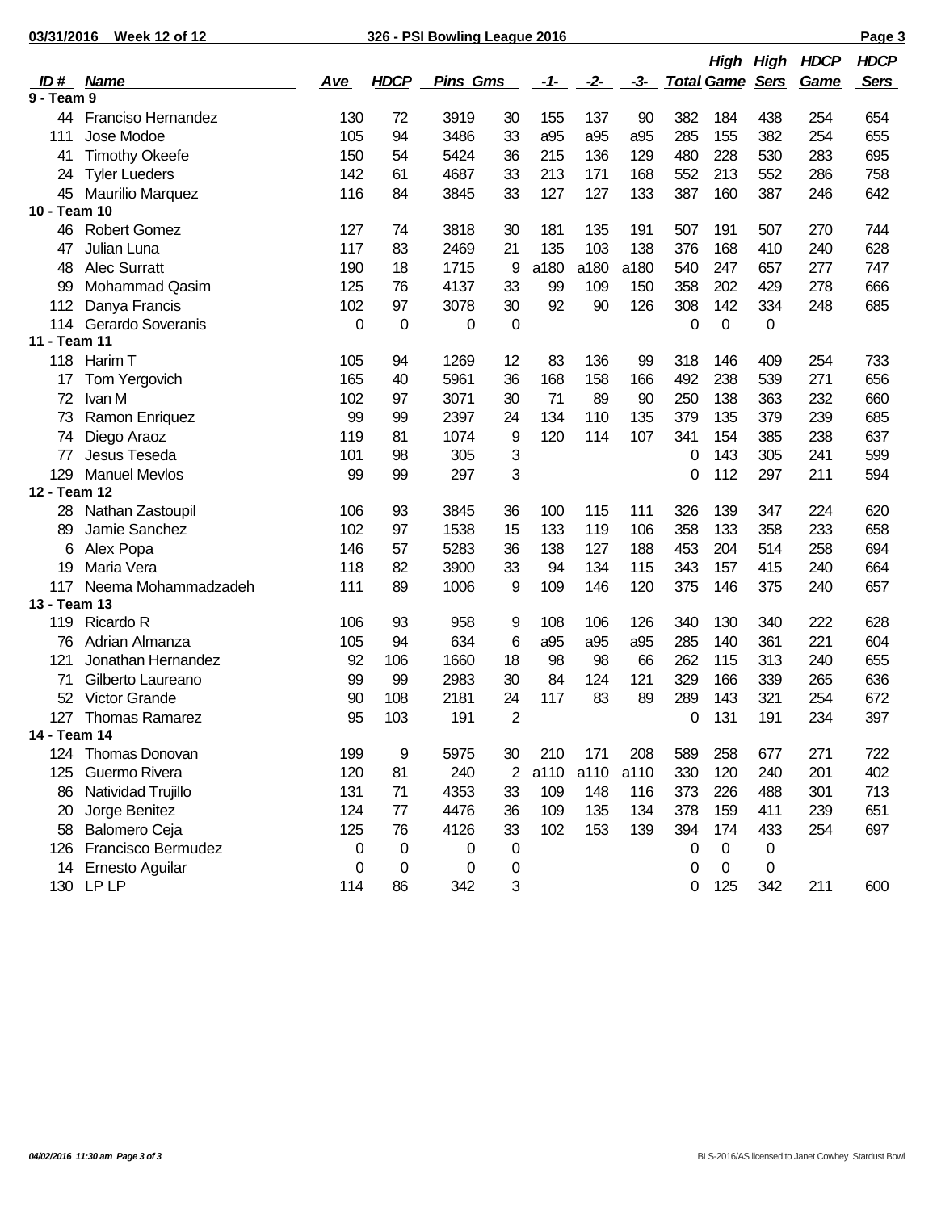| ID # | Name | Ave | HDCP | Pins | Gms | -1- | -2- | -3- | Total | High Game | High Sers | HDCP Game | HDCP Sers |
|---|---|---|---|---|---|---|---|---|---|---|---|---|---|
| **9 - Team 9** | | | | | | | | | | | | | |
| 44 | Franciso Hernandez | 130 | 72 | 3919 | 30 | 155 | 137 | 90 | 382 | 184 | 438 | 254 | 654 |
| 111 | Jose Modoe | 105 | 94 | 3486 | 33 | a95 | a95 | a95 | 285 | 155 | 382 | 254 | 655 |
| 41 | Timothy Okeefe | 150 | 54 | 5424 | 36 | 215 | 136 | 129 | 480 | 228 | 530 | 283 | 695 |
| 24 | Tyler Lueders | 142 | 61 | 4687 | 33 | 213 | 171 | 168 | 552 | 213 | 552 | 286 | 758 |
| 45 | Maurilio Marquez | 116 | 84 | 3845 | 33 | 127 | 127 | 133 | 387 | 160 | 387 | 246 | 642 |
| **10 - Team 10** | | | | | | | | | | | | | |
| 46 | Robert Gomez | 127 | 74 | 3818 | 30 | 181 | 135 | 191 | 507 | 191 | 507 | 270 | 744 |
| 47 | Julian Luna | 117 | 83 | 2469 | 21 | 135 | 103 | 138 | 376 | 168 | 410 | 240 | 628 |
| 48 | Alec Surratt | 190 | 18 | 1715 | 9 | a180 | a180 | a180 | 540 | 247 | 657 | 277 | 747 |
| 99 | Mohammad Qasim | 125 | 76 | 4137 | 33 | 99 | 109 | 150 | 358 | 202 | 429 | 278 | 666 |
| 112 | Danya Francis | 102 | 97 | 3078 | 30 | 92 | 90 | 126 | 308 | 142 | 334 | 248 | 685 |
| 114 | Gerardo Soveranis | 0 | 0 | 0 | 0 | | | | 0 | 0 | 0 | | |
| **11 - Team 11** | | | | | | | | | | | | | |
| 118 | Harim T | 105 | 94 | 1269 | 12 | 83 | 136 | 99 | 318 | 146 | 409 | 254 | 733 |
| 17 | Tom Yergovich | 165 | 40 | 5961 | 36 | 168 | 158 | 166 | 492 | 238 | 539 | 271 | 656 |
| 72 | Ivan M | 102 | 97 | 3071 | 30 | 71 | 89 | 90 | 250 | 138 | 363 | 232 | 660 |
| 73 | Ramon Enriquez | 99 | 99 | 2397 | 24 | 134 | 110 | 135 | 379 | 135 | 379 | 239 | 685 |
| 74 | Diego Araoz | 119 | 81 | 1074 | 9 | 120 | 114 | 107 | 341 | 154 | 385 | 238 | 637 |
| 77 | Jesus Teseda | 101 | 98 | 305 | 3 | | | | 0 | 143 | 305 | 241 | 599 |
| 129 | Manuel Mevlos | 99 | 99 | 297 | 3 | | | | 0 | 112 | 297 | 211 | 594 |
| **12 - Team 12** | | | | | | | | | | | | | |
| 28 | Nathan Zastoupil | 106 | 93 | 3845 | 36 | 100 | 115 | 111 | 326 | 139 | 347 | 224 | 620 |
| 89 | Jamie Sanchez | 102 | 97 | 1538 | 15 | 133 | 119 | 106 | 358 | 133 | 358 | 233 | 658 |
| 6 | Alex Popa | 146 | 57 | 5283 | 36 | 138 | 127 | 188 | 453 | 204 | 514 | 258 | 694 |
| 19 | Maria Vera | 118 | 82 | 3900 | 33 | 94 | 134 | 115 | 343 | 157 | 415 | 240 | 664 |
| 117 | Neema Mohammadzadeh | 111 | 89 | 1006 | 9 | 109 | 146 | 120 | 375 | 146 | 375 | 240 | 657 |
| **13 - Team 13** | | | | | | | | | | | | | |
| 119 | Ricardo R | 106 | 93 | 958 | 9 | 108 | 106 | 126 | 340 | 130 | 340 | 222 | 628 |
| 76 | Adrian Almanza | 105 | 94 | 634 | 6 | a95 | a95 | a95 | 285 | 140 | 361 | 221 | 604 |
| 121 | Jonathan Hernandez | 92 | 106 | 1660 | 18 | 98 | 98 | 66 | 262 | 115 | 313 | 240 | 655 |
| 71 | Gilberto Laureano | 99 | 99 | 2983 | 30 | 84 | 124 | 121 | 329 | 166 | 339 | 265 | 636 |
| 52 | Victor Grande | 90 | 108 | 2181 | 24 | 117 | 83 | 89 | 289 | 143 | 321 | 254 | 672 |
| 127 | Thomas Ramarez | 95 | 103 | 191 | 2 | | | | 0 | 131 | 191 | 234 | 397 |
| **14 - Team 14** | | | | | | | | | | | | | |
| 124 | Thomas Donovan | 199 | 9 | 5975 | 30 | 210 | 171 | 208 | 589 | 258 | 677 | 271 | 722 |
| 125 | Guermo Rivera | 120 | 81 | 240 | 2 | a110 | a110 | a110 | 330 | 120 | 240 | 201 | 402 |
| 86 | Natividad Trujillo | 131 | 71 | 4353 | 33 | 109 | 148 | 116 | 373 | 226 | 488 | 301 | 713 |
| 20 | Jorge Benitez | 124 | 77 | 4476 | 36 | 109 | 135 | 134 | 378 | 159 | 411 | 239 | 651 |
| 58 | Balomero Ceja | 125 | 76 | 4126 | 33 | 102 | 153 | 139 | 394 | 174 | 433 | 254 | 697 |
| 126 | Francisco Bermudez | 0 | 0 | 0 | 0 | | | | 0 | 0 | 0 | | |
| 14 | Ernesto Aguilar | 0 | 0 | 0 | 0 | | | | 0 | 0 | 0 | | |
| 130 | LP LP | 114 | 86 | 342 | 3 | | | | 0 | 125 | 342 | 211 | 600 |

BLS-2016/AS licensed to Janet Cowhey Stardust Bowl